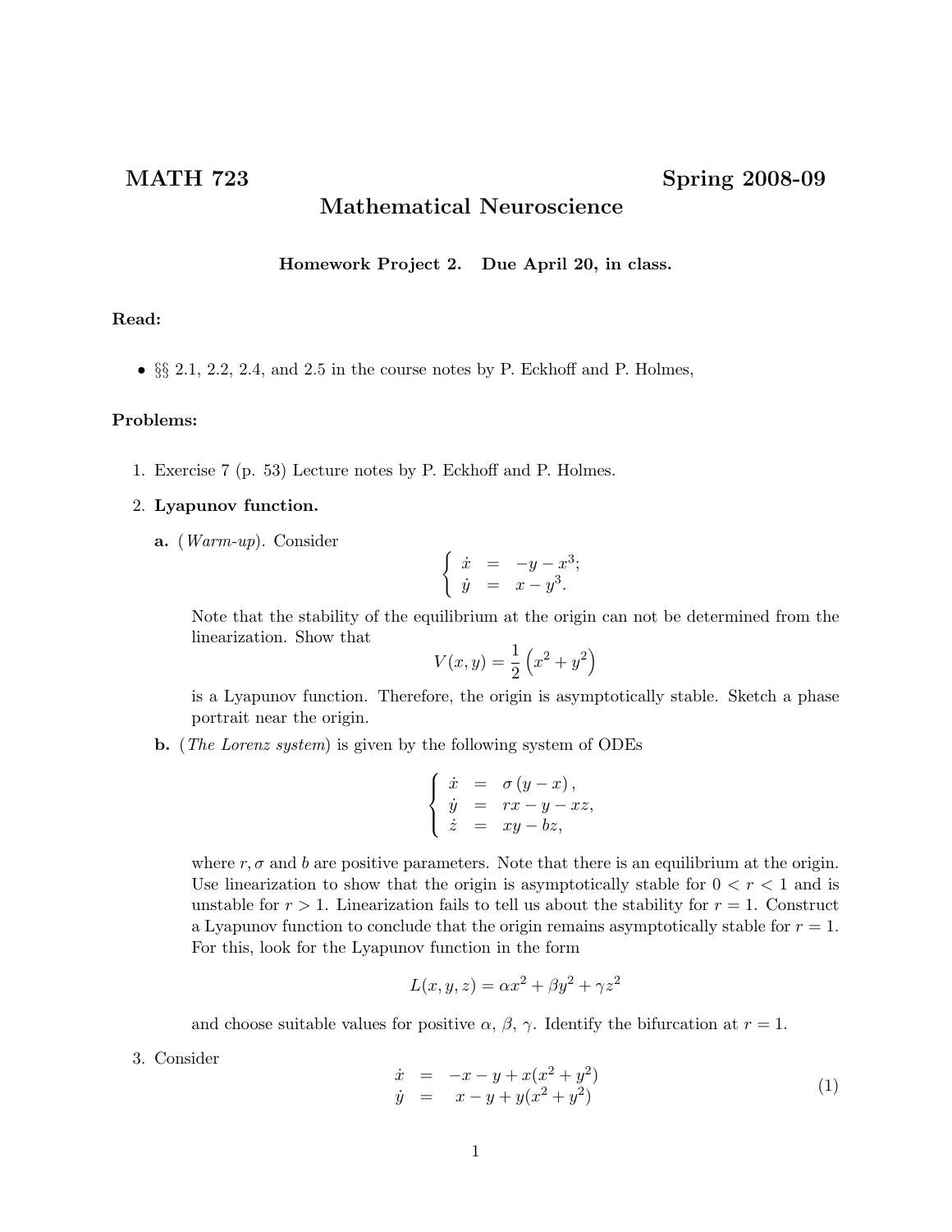# MATH 723 Spring 2008-09

## Mathematical Neuroscience

**Homework Project 2. Due April 20, in class.**

**Read:**

- §§ 2.1, 2.2, 2.4, and 2.5 in the course notes by P. Eckhoff and P. Holmes,

**Problems:**

1. Exercise 7 (p. 53) Lecture notes by P. Eckhoff and P. Holmes.

2. **Lyapunov function.**

   **a.** (*Warm-up*). Consider

   $$\begin{cases} \dot{x} &= -y - x^3; \\ \dot{y} &= x - y^3. \end{cases}$$

   Note that the stability of the equilibrium at the origin can not be determined from the linearization. Show that

   $$V(x, y) = \frac{1}{2}\left(x^2 + y^2\right)$$

   is a Lyapunov function. Therefore, the origin is asymptotically stable. Sketch a phase portrait near the origin.

   **b.** (*The Lorenz system*) is given by the following system of ODEs

   $$\begin{cases} \dot{x} &= \sigma\left(y - x\right), \\ \dot{y} &= rx - y - xz, \\ \dot{z} &= xy - bz, \end{cases}$$

   where $r, \sigma$ and $b$ are positive parameters. Note that there is an equilibrium at the origin. Use linearization to show that the origin is asymptotically stable for $0 < r < 1$ and is unstable for $r > 1$. Linearization fails to tell us about the stability for $r = 1$. Construct a Lyapunov function to conclude that the origin remains asymptotically stable for $r = 1$. For this, look for the Lyapunov function in the form

   $$L(x, y, z) = \alpha x^2 + \beta y^2 + \gamma z^2$$

   and choose suitable values for positive $\alpha$, $\beta$, $\gamma$. Identify the bifurcation at $r = 1$.

3. Consider

   $$\begin{aligned} \dot{x} &= -x - y + x(x^2 + y^2) \\ \dot{y} &= x - y + y(x^2 + y^2) \end{aligned} \tag{1}$$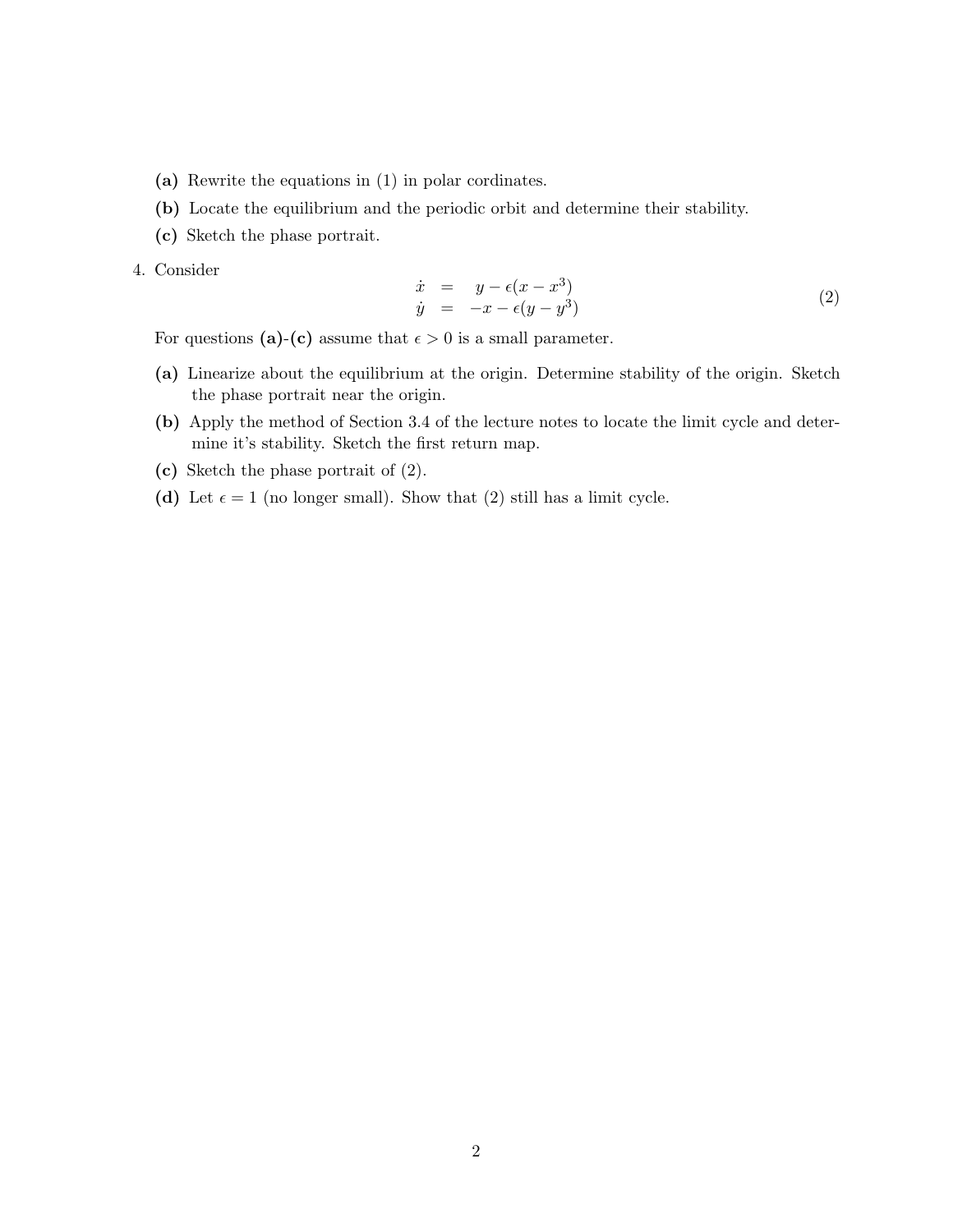**(a)** Rewrite the equations in (1) in polar cordinates.

**(b)** Locate the equilibrium and the periodic orbit and determine their stability.

**(c)** Sketch the phase portrait.

4. Consider

$$
\begin{aligned}
\dot{x} &= y - \epsilon(x - x^3) \\
\dot{y} &= -x - \epsilon(y - y^3)
\end{aligned}
\tag{2}
$$

For questions **(a)**-**(c)** assume that $\epsilon > 0$ is a small parameter.

**(a)** Linearize about the equilibrium at the origin. Determine stability of the origin. Sketch the phase portrait near the origin.

**(b)** Apply the method of Section 3.4 of the lecture notes to locate the limit cycle and determine it's stability. Sketch the first return map.

**(c)** Sketch the phase portrait of (2).

**(d)** Let $\epsilon = 1$ (no longer small). Show that (2) still has a limit cycle.